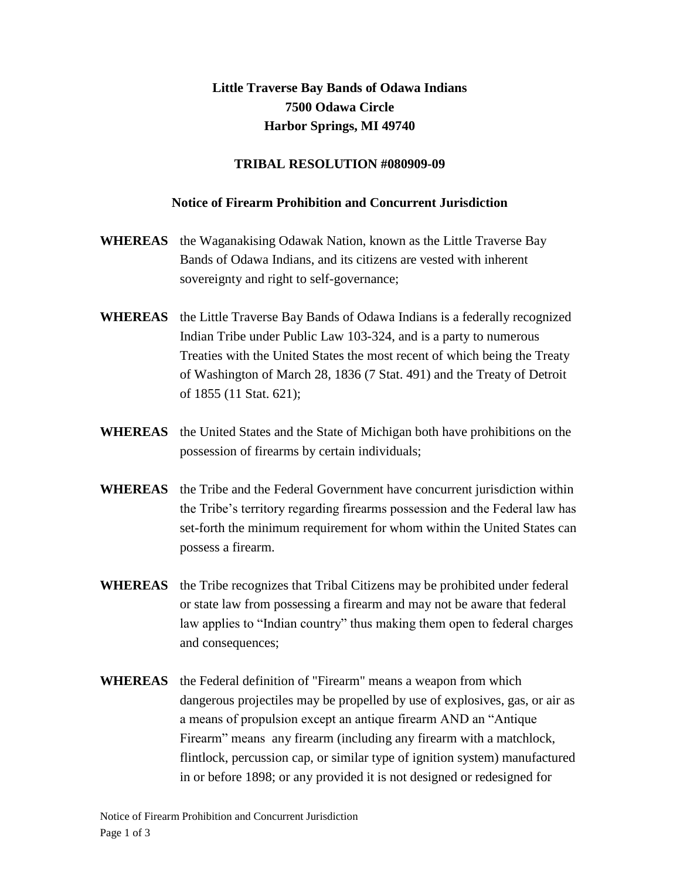**Little Traverse Bay Bands of Odawa Indians**
**7500 Odawa Circle**
**Harbor Springs, MI 49740**

**TRIBAL RESOLUTION #080909-09**

**Notice of Firearm Prohibition and Concurrent Jurisdiction**

**WHEREAS** the Waganakising Odawak Nation, known as the Little Traverse Bay Bands of Odawa Indians, and its citizens are vested with inherent sovereignty and right to self-governance;

**WHEREAS** the Little Traverse Bay Bands of Odawa Indians is a federally recognized Indian Tribe under Public Law 103-324, and is a party to numerous Treaties with the United States the most recent of which being the Treaty of Washington of March 28, 1836 (7 Stat. 491) and the Treaty of Detroit of 1855 (11 Stat. 621);

**WHEREAS** the United States and the State of Michigan both have prohibitions on the possession of firearms by certain individuals;

**WHEREAS** the Tribe and the Federal Government have concurrent jurisdiction within the Tribe's territory regarding firearms possession and the Federal law has set-forth the minimum requirement for whom within the United States can possess a firearm.

**WHEREAS** the Tribe recognizes that Tribal Citizens may be prohibited under federal or state law from possessing a firearm and may not be aware that federal law applies to "Indian country" thus making them open to federal charges and consequences;

**WHEREAS** the Federal definition of "Firearm" means a weapon from which dangerous projectiles may be propelled by use of explosives, gas, or air as a means of propulsion except an antique firearm AND an "Antique Firearm" means any firearm (including any firearm with a matchlock, flintlock, percussion cap, or similar type of ignition system) manufactured in or before 1898; or any provided it is not designed or redesigned for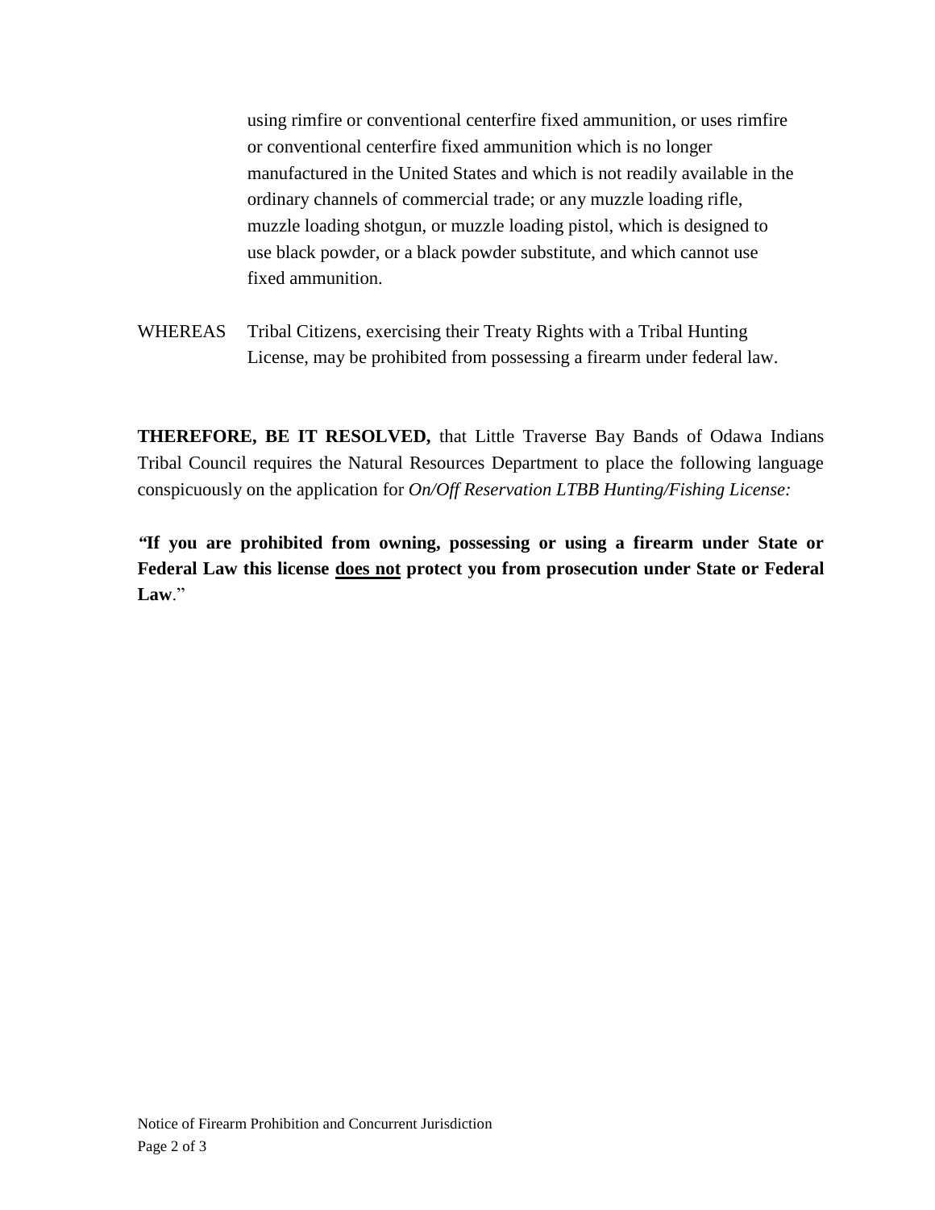using rimfire or conventional centerfire fixed ammunition, or uses rimfire or conventional centerfire fixed ammunition which is no longer manufactured in the United States and which is not readily available in the ordinary channels of commercial trade; or any muzzle loading rifle, muzzle loading shotgun, or muzzle loading pistol, which is designed to use black powder, or a black powder substitute, and which cannot use fixed ammunition.

WHEREAS Tribal Citizens, exercising their Treaty Rights with a Tribal Hunting License, may be prohibited from possessing a firearm under federal law.

**THEREFORE, BE IT RESOLVED,** that Little Traverse Bay Bands of Odawa Indians Tribal Council requires the Natural Resources Department to place the following language conspicuously on the application for *On/Off Reservation LTBB Hunting/Fishing License:*

*"***If you are prohibited from owning, possessing or using a firearm under State or Federal Law this license <u>does not</u> protect you from prosecution under State or Federal Law**."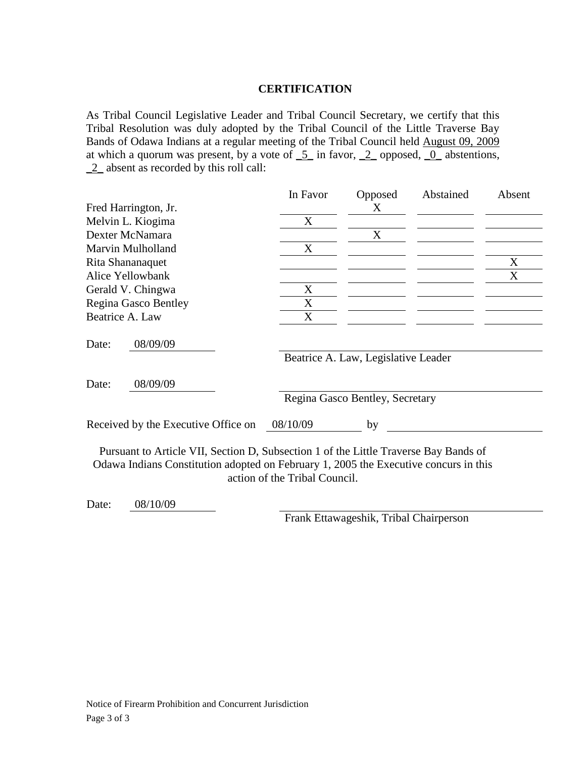**CERTIFICATION**

As Tribal Council Legislative Leader and Tribal Council Secretary, we certify that this Tribal Resolution was duly adopted by the Tribal Council of the Little Traverse Bay Bands of Odawa Indians at a regular meeting of the Tribal Council held August 09, 2009 at which a quorum was present, by a vote of _5_ in favor, _2_ opposed, _0_ abstentions, _2_ absent as recorded by this roll call:

| | In Favor | Opposed | Abstained | Absent |
|---|---|---|---|---|
| Fred Harrington, Jr. | | X | | |
| Melvin L. Kiogima | X | | | |
| Dexter McNamara | | X | | |
| Marvin Mulholland | X | | | |
| Rita Shananaquet | | | | X |
| Alice Yellowbank | | | | X |
| Gerald V. Chingwa | X | | | |
| Regina Gasco Bentley | X | | | |
| Beatrice A. Law | X | | | |

Date: 08/09/09

Beatrice A. Law, Legislative Leader

Date: 08/09/09

Regina Gasco Bentley, Secretary

Received by the Executive Office on 08/10/09 by

Pursuant to Article VII, Section D, Subsection 1 of the Little Traverse Bay Bands of Odawa Indians Constitution adopted on February 1, 2005 the Executive concurs in this action of the Tribal Council.

Date: 08/10/09

Frank Ettawageshik, Tribal Chairperson

Notice of Firearm Prohibition and Concurrent Jurisdiction